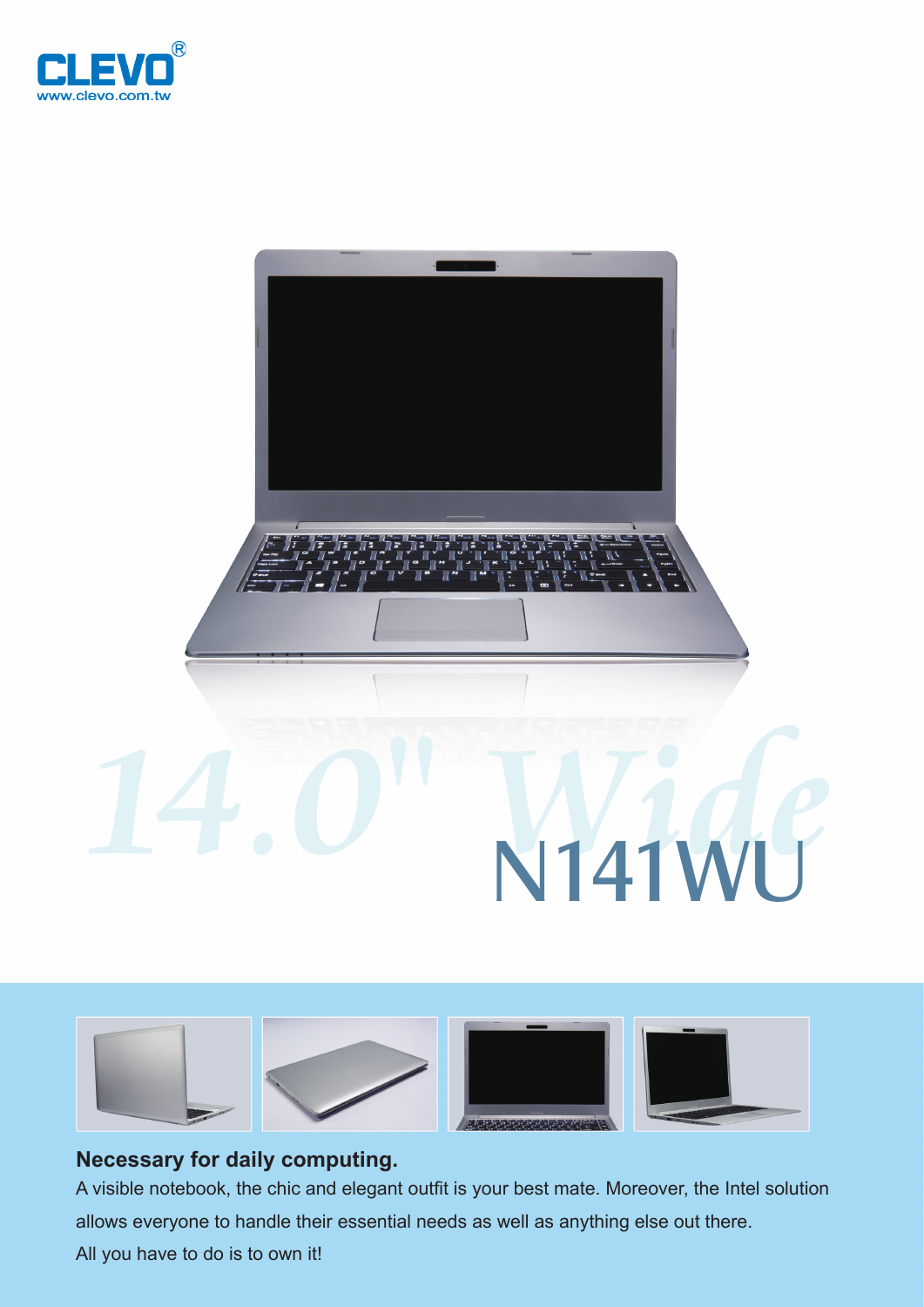CLEVO®
www.clevo.com.tw

14.0" Wide

# N141WU

**Necessary for daily computing.**

A visible notebook, the chic and elegant outfit is your best mate. Moreover, the Intel solution allows everyone to handle their essential needs as well as anything else out there.
All you have to do is to own it!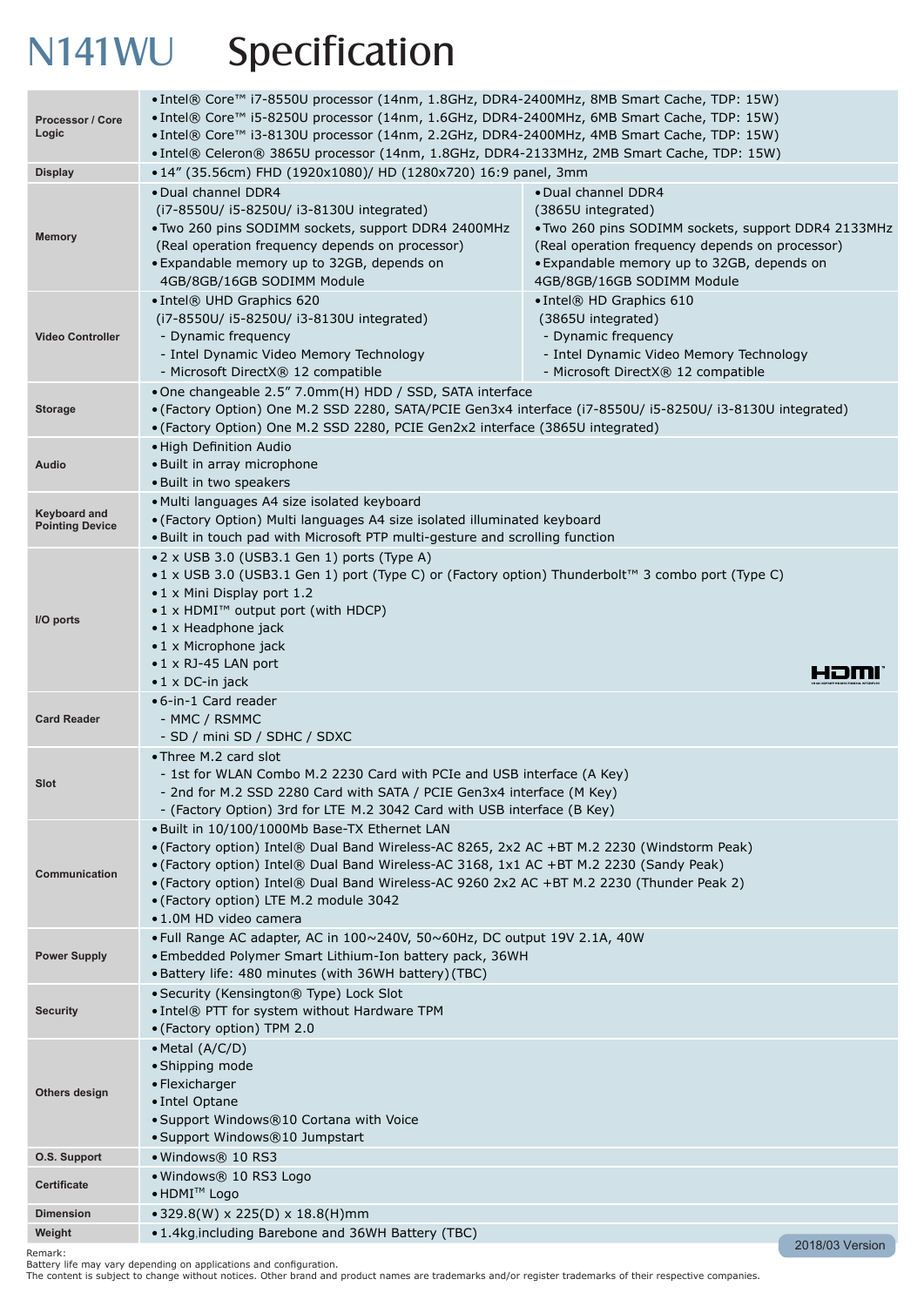# N141WU Specification

| | | |
|---|---|---|
| **Processor / Core Logic** | • Intel® Core™ i7-8550U processor (14nm, 1.8GHz, DDR4-2400MHz, 8MB Smart Cache, TDP: 15W)<br>• Intel® Core™ i5-8250U processor (14nm, 1.6GHz, DDR4-2400MHz, 6MB Smart Cache, TDP: 15W)<br>• Intel® Core™ i3-8130U processor (14nm, 2.2GHz, DDR4-2400MHz, 4MB Smart Cache, TDP: 15W)<br>• Intel® Celeron® 3865U processor (14nm, 1.8GHz, DDR4-2133MHz, 2MB Smart Cache, TDP: 15W) | |
| **Display** | • 14" (35.56cm) FHD (1920x1080)/ HD (1280x720) 16:9 panel, 3mm | |
| **Memory** | • Dual channel DDR4 (i7-8550U/ i5-8250U/ i3-8130U integrated)<br>• Two 260 pins SODIMM sockets, support DDR4 2400MHz (Real operation frequency depends on processor)<br>• Expandable memory up to 32GB, depends on 4GB/8GB/16GB SODIMM Module | • Dual channel DDR4 (3865U integrated)<br>• Two 260 pins SODIMM sockets, support DDR4 2133MHz (Real operation frequency depends on processor)<br>• Expandable memory up to 32GB, depends on 4GB/8GB/16GB SODIMM Module |
| **Video Controller** | • Intel® UHD Graphics 620 (i7-8550U/ i5-8250U/ i3-8130U integrated)<br>- Dynamic frequency<br>- Intel Dynamic Video Memory Technology<br>- Microsoft DirectX® 12 compatible | • Intel® HD Graphics 610 (3865U integrated)<br>- Dynamic frequency<br>- Intel Dynamic Video Memory Technology<br>- Microsoft DirectX® 12 compatible |
| **Storage** | • One changeable 2.5" 7.0mm(H) HDD / SSD, SATA interface<br>• (Factory Option) One M.2 SSD 2280, SATA/PCIE Gen3x4 interface (i7-8550U/ i5-8250U/ i3-8130U integrated)<br>• (Factory Option) One M.2 SSD 2280, PCIE Gen2x2 interface (3865U integrated) | |
| **Audio** | • High Definition Audio<br>• Built in array microphone<br>• Built in two speakers | |
| **Keyboard and Pointing Device** | • Multi languages A4 size isolated keyboard<br>• (Factory Option) Multi languages A4 size isolated illuminated keyboard<br>• Built in touch pad with Microsoft PTP multi-gesture and scrolling function | |
| **I/O ports** | • 2 x USB 3.0 (USB3.1 Gen 1) ports (Type A)<br>• 1 x USB 3.0 (USB3.1 Gen 1) port (Type C) or (Factory option) Thunderbolt™ 3 combo port (Type C)<br>• 1 x Mini Display port 1.2<br>• 1 x HDMI™ output port (with HDCP)<br>• 1 x Headphone jack<br>• 1 x Microphone jack<br>• 1 x RJ-45 LAN port<br>• 1 x DC-in jack | |
| **Card Reader** | • 6-in-1 Card reader<br>- MMC / RSMMC<br>- SD / mini SD / SDHC / SDXC | |
| **Slot** | • Three M.2 card slot<br>- 1st for WLAN Combo M.2 2230 Card with PCIe and USB interface (A Key)<br>- 2nd for M.2 SSD 2280 Card with SATA / PCIE Gen3x4 interface (M Key)<br>- (Factory Option) 3rd for LTE M.2 3042 Card with USB interface (B Key) | |
| **Communication** | • Built in 10/100/1000Mb Base-TX Ethernet LAN<br>• (Factory option) Intel® Dual Band Wireless-AC 8265, 2x2 AC +BT M.2 2230 (Windstorm Peak)<br>• (Factory option) Intel® Dual Band Wireless-AC 3168, 1x1 AC +BT M.2 2230 (Sandy Peak)<br>• (Factory option) Intel® Dual Band Wireless-AC 9260 2x2 AC +BT M.2 2230 (Thunder Peak 2)<br>• (Factory option) LTE M.2 module 3042<br>• 1.0M HD video camera | |
| **Power Supply** | • Full Range AC adapter, AC in 100~240V, 50~60Hz, DC output 19V 2.1A, 40W<br>• Embedded Polymer Smart Lithium-Ion battery pack, 36WH<br>• Battery life: 480 minutes (with 36WH battery)(TBC) | |
| **Security** | • Security (Kensington® Type) Lock Slot<br>• Intel® PTT for system without Hardware TPM<br>• (Factory option) TPM 2.0 | |
| **Others design** | • Metal (A/C/D)<br>• Shipping mode<br>• Flexicharger<br>• Intel Optane<br>• Support Windows®10 Cortana with Voice<br>• Support Windows®10 Jumpstart | |
| **O.S. Support** | • Windows® 10 RS3 | |
| **Certificate** | • Windows® 10 RS3 Logo<br>• HDMI™ Logo | |
| **Dimension** | • 329.8(W) x 225(D) x 18.8(H)mm | |
| **Weight** | • 1.4kg,including Barebone and 36WH Battery (TBC) | |

2018/03 Version

Remark:
Battery life may vary depending on applications and configuration.
The content is subject to change without notices. Other brand and product names are trademarks and/or register trademarks of their respective companies.